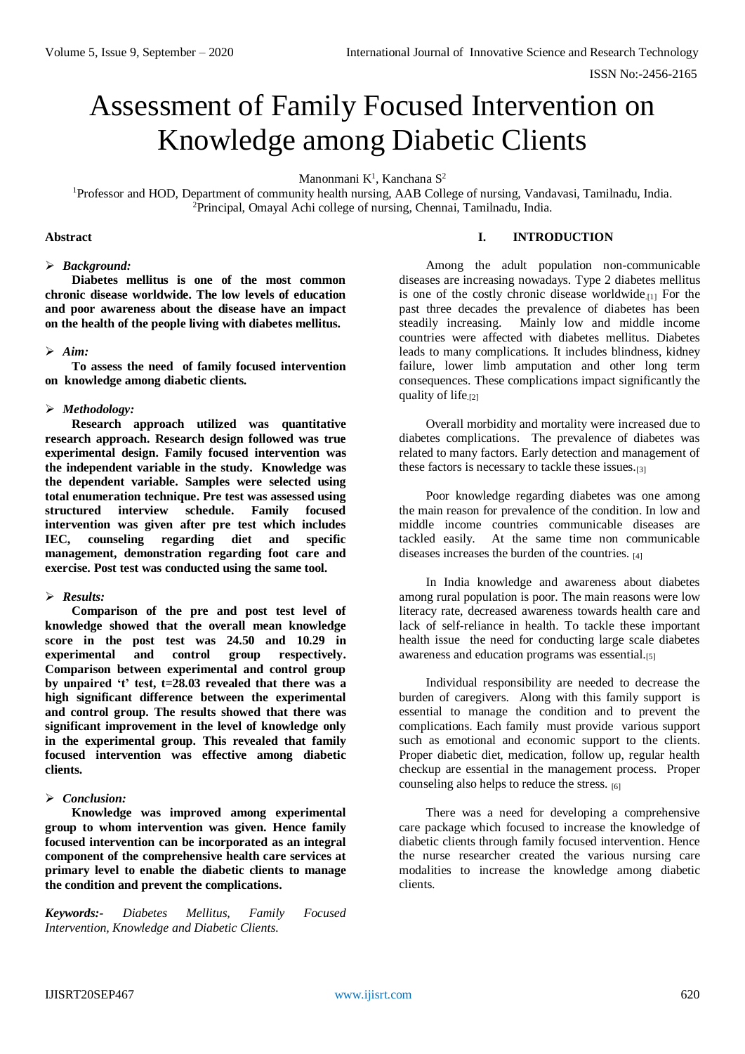# Assessment of Family Focused Intervention on Knowledge among Diabetic Clients

Manonmani K[1], Kanchana S[2]

[1]Professor and HOD, Department of community health nursing, AAB College of nursing, Vandavasi, Tamilnadu, India.
[2]Principal, Omayal Achi college of nursing, Chennai, Tamilnadu, India.

**Abstract**

- ***Background:***

**Diabetes mellitus is one of the most common chronic disease worldwide. The low levels of education and poor awareness about the disease have an impact on the health of the people living with diabetes mellitus.**

- ***Aim:***

**To assess the need of family focused intervention on knowledge among diabetic clients.**

- ***Methodology:***

**Research approach utilized was quantitative research approach. Research design followed was true experimental design. Family focused intervention was the independent variable in the study. Knowledge was the dependent variable. Samples were selected using total enumeration technique. Pre test was assessed using structured interview schedule. Family focused intervention was given after pre test which includes IEC, counseling regarding diet and specific management, demonstration regarding foot care and exercise. Post test was conducted using the same tool.**

- ***Results:***

**Comparison of the pre and post test level of knowledge showed that the overall mean knowledge score in the post test was 24.50 and 10.29 in experimental and control group respectively. Comparison between experimental and control group by unpaired 't' test, t=28.03 revealed that there was a high significant difference between the experimental and control group. The results showed that there was significant improvement in the level of knowledge only in the experimental group. This revealed that family focused intervention was effective among diabetic clients.**

- ***Conclusion:***

**Knowledge was improved among experimental group to whom intervention was given. Hence family focused intervention can be incorporated as an integral component of the comprehensive health care services at primary level to enable the diabetic clients to manage the condition and prevent the complications.**

***Keywords:-*** *Diabetes Mellitus, Family Focused Intervention, Knowledge and Diabetic Clients.*

## I. INTRODUCTION

Among the adult population non-communicable diseases are increasing nowadays. Type 2 diabetes mellitus is one of the costly chronic disease worldwide.[1] For the past three decades the prevalence of diabetes has been steadily increasing. Mainly low and middle income countries were affected with diabetes mellitus. Diabetes leads to many complications. It includes blindness, kidney failure, lower limb amputation and other long term consequences. These complications impact significantly the quality of life.[2]

Overall morbidity and mortality were increased due to diabetes complications. The prevalence of diabetes was related to many factors. Early detection and management of these factors is necessary to tackle these issues.[3]

Poor knowledge regarding diabetes was one among the main reason for prevalence of the condition. In low and middle income countries communicable diseases are tackled easily. At the same time non communicable diseases increases the burden of the countries. [4]

In India knowledge and awareness about diabetes among rural population is poor. The main reasons were low literacy rate, decreased awareness towards health care and lack of self-reliance in health. To tackle these important health issue the need for conducting large scale diabetes awareness and education programs was essential.[5]

Individual responsibility are needed to decrease the burden of caregivers. Along with this family support is essential to manage the condition and to prevent the complications. Each family must provide various support such as emotional and economic support to the clients. Proper diabetic diet, medication, follow up, regular health checkup are essential in the management process. Proper counseling also helps to reduce the stress. [6]

There was a need for developing a comprehensive care package which focused to increase the knowledge of diabetic clients through family focused intervention. Hence the nurse researcher created the various nursing care modalities to increase the knowledge among diabetic clients.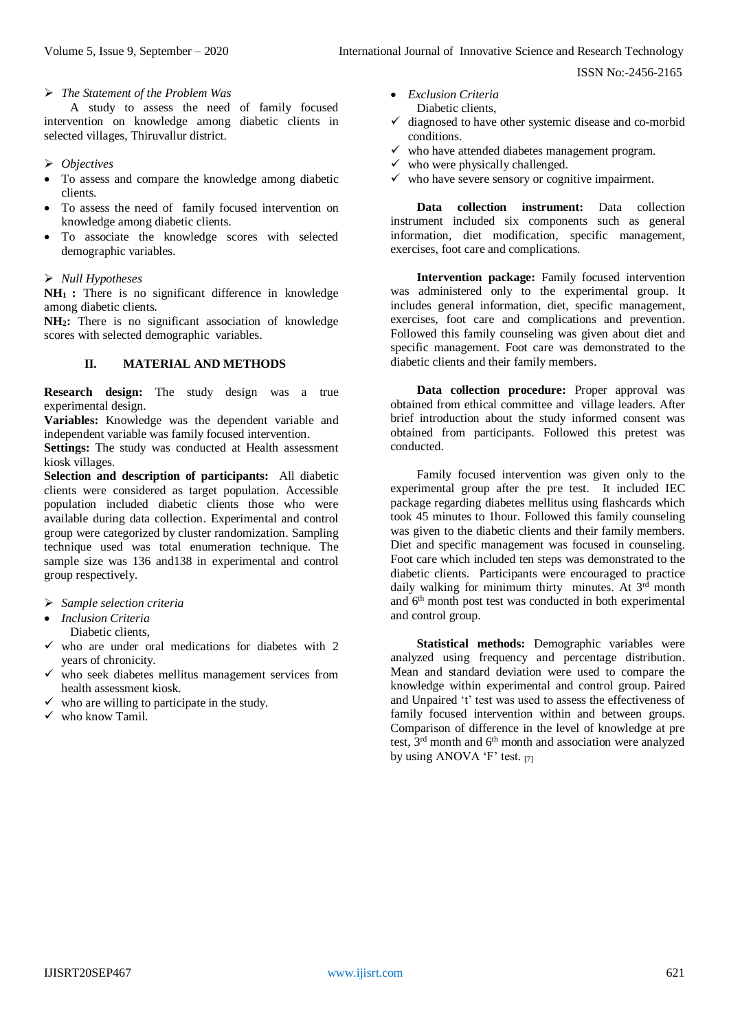➢ *The Statement of the Problem Was*

A study to assess the need of family focused intervention on knowledge among diabetic clients in selected villages, Thiruvallur district.

➢ *Objectives*

- To assess and compare the knowledge among diabetic clients.
- To assess the need of family focused intervention on knowledge among diabetic clients.
- To associate the knowledge scores with selected demographic variables.

➢ *Null Hypotheses*

**$NH_1$ :** There is no significant difference in knowledge among diabetic clients.

**$NH_2$:** There is no significant association of knowledge scores with selected demographic variables.

## II. MATERIAL AND METHODS

**Research design:** The study design was a true experimental design.

**Variables:** Knowledge was the dependent variable and independent variable was family focused intervention.

**Settings:** The study was conducted at Health assessment kiosk villages.

**Selection and description of participants:** All diabetic clients were considered as target population. Accessible population included diabetic clients those who were available during data collection. Experimental and control group were categorized by cluster randomization. Sampling technique used was total enumeration technique. The sample size was 136 and138 in experimental and control group respectively.

➢ *Sample selection criteria*

- *Inclusion Criteria*

  Diabetic clients,

  ✓ who are under oral medications for diabetes with 2 years of chronicity.

  ✓ who seek diabetes mellitus management services from health assessment kiosk.

  ✓ who are willing to participate in the study.

  ✓ who know Tamil.

- *Exclusion Criteria*

  Diabetic clients,

  ✓ diagnosed to have other systemic disease and co-morbid conditions.

  ✓ who have attended diabetes management program.

  ✓ who were physically challenged.

  ✓ who have severe sensory or cognitive impairment.

**Data collection instrument:** Data collection instrument included six components such as general information, diet modification, specific management, exercises, foot care and complications.

**Intervention package:** Family focused intervention was administered only to the experimental group. It includes general information, diet, specific management, exercises, foot care and complications and prevention. Followed this family counseling was given about diet and specific management. Foot care was demonstrated to the diabetic clients and their family members.

**Data collection procedure:** Proper approval was obtained from ethical committee and village leaders. After brief introduction about the study informed consent was obtained from participants. Followed this pretest was conducted.

Family focused intervention was given only to the experimental group after the pre test. It included IEC package regarding diabetes mellitus using flashcards which took 45 minutes to 1hour. Followed this family counseling was given to the diabetic clients and their family members. Diet and specific management was focused in counseling. Foot care which included ten steps was demonstrated to the diabetic clients. Participants were encouraged to practice daily walking for minimum thirty minutes. At 3rd month and 6th month post test was conducted in both experimental and control group.

**Statistical methods:** Demographic variables were analyzed using frequency and percentage distribution. Mean and standard deviation were used to compare the knowledge within experimental and control group. Paired and Unpaired 't' test was used to assess the effectiveness of family focused intervention within and between groups. Comparison of difference in the level of knowledge at pre test, 3rd month and 6th month and association were analyzed by using ANOVA 'F' test. [7]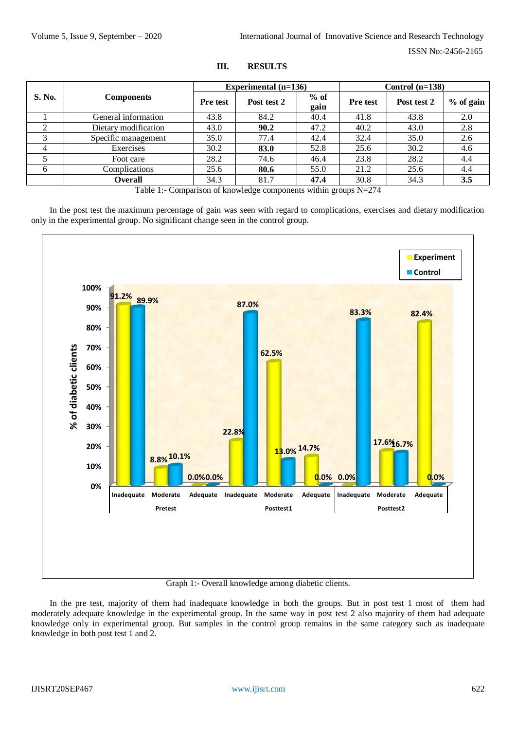## III. RESULTS

| S. No. | Components | Experimental (n=136) | | | Control (n=138) | | |
|---|---|---|---|---|---|---|---|
| | | Pre test | Post test 2 | % of gain | Pre test | Post test 2 | % of gain |
| 1 | General information | 43.8 | 84.2 | 40.4 | 41.8 | 43.8 | 2.0 |
| 2 | Dietary modification | 43.0 | **90.2** | 47.2 | 40.2 | 43.0 | 2.8 |
| 3 | Specific management | 35.0 | 77.4 | 42.4 | 32.4 | 35.0 | 2.6 |
| 4 | Exercises | 30.2 | **83.0** | 52.8 | 25.6 | 30.2 | 4.6 |
| 5 | Foot care | 28.2 | 74.6 | 46.4 | 23.8 | 28.2 | 4.4 |
| 6 | Complications | 25.6 | **80.6** | 55.0 | 21.2 | 25.6 | 4.4 |
| | **Overall** | 34.3 | 81.7 | **47.4** | 30.8 | 34.3 | **3.5** |

Table 1:- Comparison of knowledge components within groups N=274

In the post test the maximum percentage of gain was seen with regard to complications, exercises and dietary modification only in the experimental group. No significant change seen in the control group.

Graph 1:- Overall knowledge among diabetic clients.

In the pre test, majority of them had inadequate knowledge in both the groups. But in post test 1 most of them had moderately adequate knowledge in the experimental group. In the same way in post test 2 also majority of them had adequate knowledge only in experimental group. But samples in the control group remains in the same category such as inadequate knowledge in both post test 1 and 2.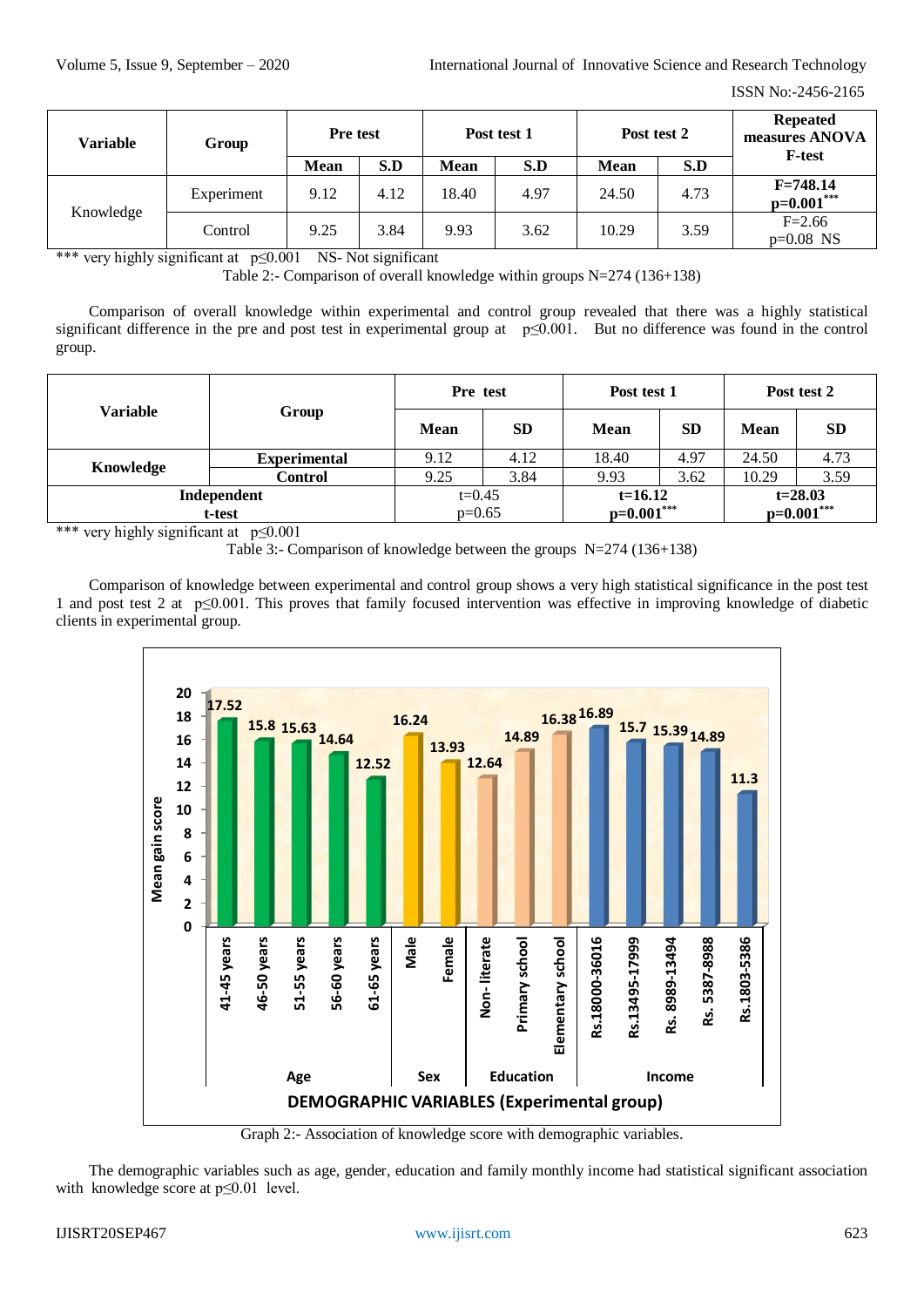| Variable | Group | Pre test | | Post test 1 | | Post test 2 | | Repeated measures ANOVA F-test |
|---|---|---|---|---|---|---|---|---|
| | | Mean | S.D | Mean | S.D | Mean | S.D | |
| Knowledge | Experiment | 9.12 | 4.12 | 18.40 | 4.97 | 24.50 | 4.73 | **F=748.14 p=0.001*****|
| | Control | 9.25 | 3.84 | 9.93 | 3.62 | 10.29 | 3.59 | F=2.66 p=0.08 NS |

*** very highly significant at $p \leq 0.001$ NS- Not significant

Table 2:- Comparison of overall knowledge within groups N=274 (136+138)

Comparison of overall knowledge within experimental and control group revealed that there was a highly statistical significant difference in the pre and post test in experimental group at $p \leq 0.001$. But no difference was found in the control group.

| Variable | Group | Pre test | | Post test 1 | | Post test 2 | |
|---|---|---|---|---|---|---|---|
| | | Mean | SD | Mean | SD | Mean | SD |
| **Knowledge** | **Experimental** | 9.12 | 4.12 | 18.40 | 4.97 | 24.50 | 4.73 |
| | **Control** | 9.25 | 3.84 | 9.93 | 3.62 | 10.29 | 3.59 |
| **Independent t-test** | | t=0.45 p=0.65 | | **t=16.12 p=0.001***** | | **t=28.03 p=0.001***** | |

*** very highly significant at $p \leq 0.001$

Table 3:- Comparison of knowledge between the groups N=274 (136+138)

Comparison of knowledge between experimental and control group shows a very high statistical significance in the post test 1 and post test 2 at $p \leq 0.001$. This proves that family focused intervention was effective in improving knowledge of diabetic clients in experimental group.

Graph 2:- Association of knowledge score with demographic variables.

The demographic variables such as age, gender, education and family monthly income had statistical significant association with knowledge score at $p \leq 0.01$ level.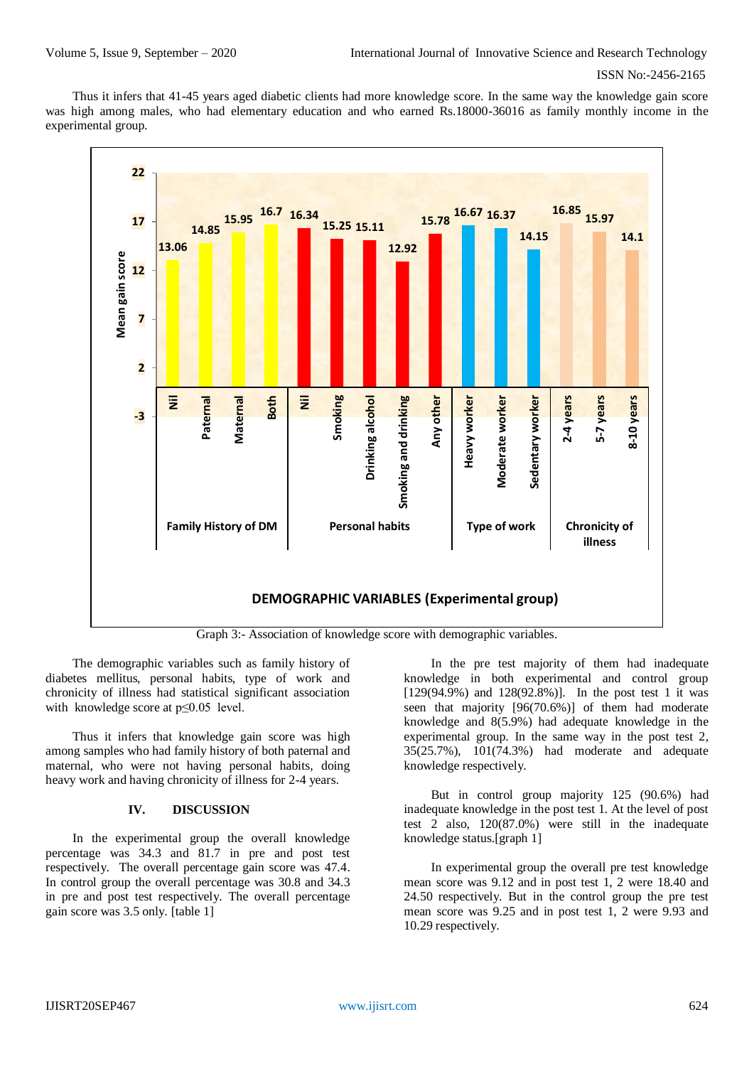Thus it infers that 41-45 years aged diabetic clients had more knowledge score. In the same way the knowledge gain score was high among males, who had elementary education and who earned Rs.18000-36016 as family monthly income in the experimental group.

Graph 3:- Association of knowledge score with demographic variables.

The demographic variables such as family history of diabetes mellitus, personal habits, type of work and chronicity of illness had statistical significant association with knowledge score at $p \leq 0.05$ level.

Thus it infers that knowledge gain score was high among samples who had family history of both paternal and maternal, who were not having personal habits, doing heavy work and having chronicity of illness for 2-4 years.

## IV. DISCUSSION

In the experimental group the overall knowledge percentage was 34.3 and 81.7 in pre and post test respectively. The overall percentage gain score was 47.4. In control group the overall percentage was 30.8 and 34.3 in pre and post test respectively. The overall percentage gain score was 3.5 only. [table 1]

In the pre test majority of them had inadequate knowledge in both experimental and control group [129(94.9%) and 128(92.8%)]. In the post test 1 it was seen that majority [96(70.6%)] of them had moderate knowledge and 8(5.9%) had adequate knowledge in the experimental group. In the same way in the post test 2, 35(25.7%), 101(74.3%) had moderate and adequate knowledge respectively.

But in control group majority 125 (90.6%) had inadequate knowledge in the post test 1. At the level of post test 2 also, 120(87.0%) were still in the inadequate knowledge status.[graph 1]

In experimental group the overall pre test knowledge mean score was 9.12 and in post test 1, 2 were 18.40 and 24.50 respectively. But in the control group the pre test mean score was 9.25 and in post test 1, 2 were 9.93 and 10.29 respectively.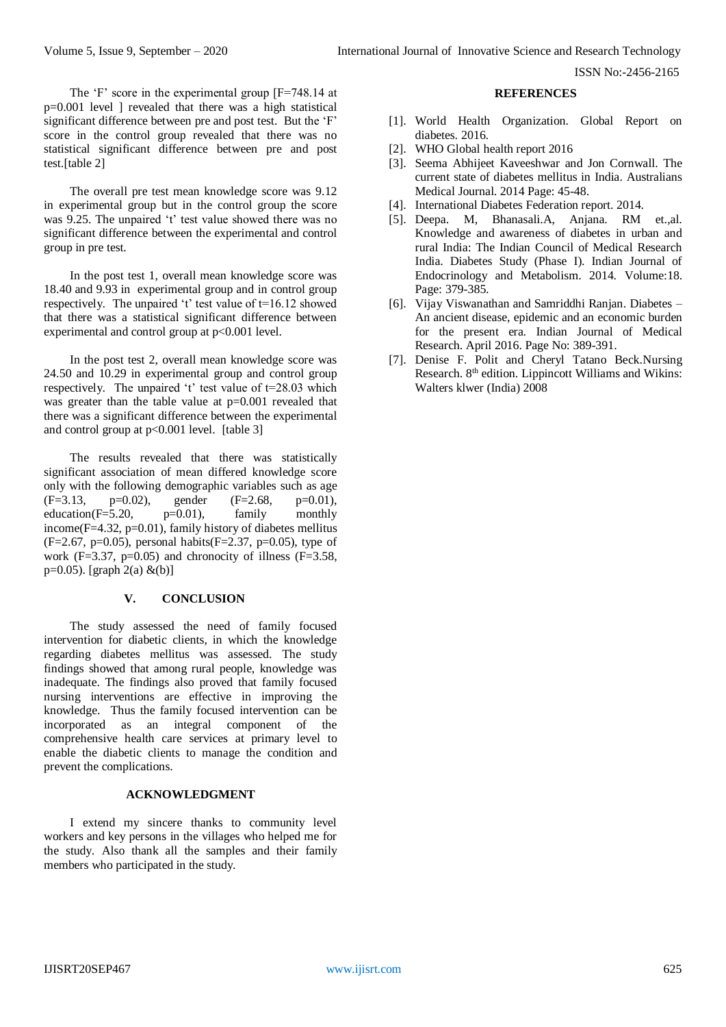The 'F' score in the experimental group [F=748.14 at p=0.001 level ] revealed that there was a high statistical significant difference between pre and post test. But the 'F' score in the control group revealed that there was no statistical significant difference between pre and post test.[table 2]

The overall pre test mean knowledge score was 9.12 in experimental group but in the control group the score was 9.25. The unpaired 't' test value showed there was no significant difference between the experimental and control group in pre test.

In the post test 1, overall mean knowledge score was 18.40 and 9.93 in experimental group and in control group respectively. The unpaired 't' test value of t=16.12 showed that there was a statistical significant difference between experimental and control group at p<0.001 level.

In the post test 2, overall mean knowledge score was 24.50 and 10.29 in experimental group and control group respectively. The unpaired 't' test value of t=28.03 which was greater than the table value at p=0.001 revealed that there was a significant difference between the experimental and control group at p<0.001 level. [table 3]

The results revealed that there was statistically significant association of mean differed knowledge score only with the following demographic variables such as age (F=3.13, p=0.02), gender (F=2.68, p=0.01), education(F=5.20, p=0.01), family monthly income(F=4.32, p=0.01), family history of diabetes mellitus (F=2.67, p=0.05), personal habits(F=2.37, p=0.05), type of work (F=3.37, p=0.05) and chronocity of illness (F=3.58, p=0.05). [graph 2(a) &(b)]

## V. CONCLUSION

The study assessed the need of family focused intervention for diabetic clients, in which the knowledge regarding diabetes mellitus was assessed. The study findings showed that among rural people, knowledge was inadequate. The findings also proved that family focused nursing interventions are effective in improving the knowledge. Thus the family focused intervention can be incorporated as an integral component of the comprehensive health care services at primary level to enable the diabetic clients to manage the condition and prevent the complications.

## ACKNOWLEDGMENT

I extend my sincere thanks to community level workers and key persons in the villages who helped me for the study. Also thank all the samples and their family members who participated in the study.

## REFERENCES

[1]. World Health Organization. Global Report on diabetes. 2016.

[2]. WHO Global health report 2016

[3]. Seema Abhijeet Kaveeshwar and Jon Cornwall. The current state of diabetes mellitus in India. Australians Medical Journal. 2014 Page: 45-48.

[4]. International Diabetes Federation report. 2014.

[5]. Deepa. M, Bhanasali.A, Anjana. RM et.,al. Knowledge and awareness of diabetes in urban and rural India: The Indian Council of Medical Research India. Diabetes Study (Phase I). Indian Journal of Endocrinology and Metabolism. 2014. Volume:18. Page: 379-385.

[6]. Vijay Viswanathan and Samriddhi Ranjan. Diabetes – An ancient disease, epidemic and an economic burden for the present era. Indian Journal of Medical Research. April 2016. Page No: 389-391.

[7]. Denise F. Polit and Cheryl Tatano Beck.Nursing Research. 8th edition. Lippincott Williams and Wikins: Walters klwer (India) 2008